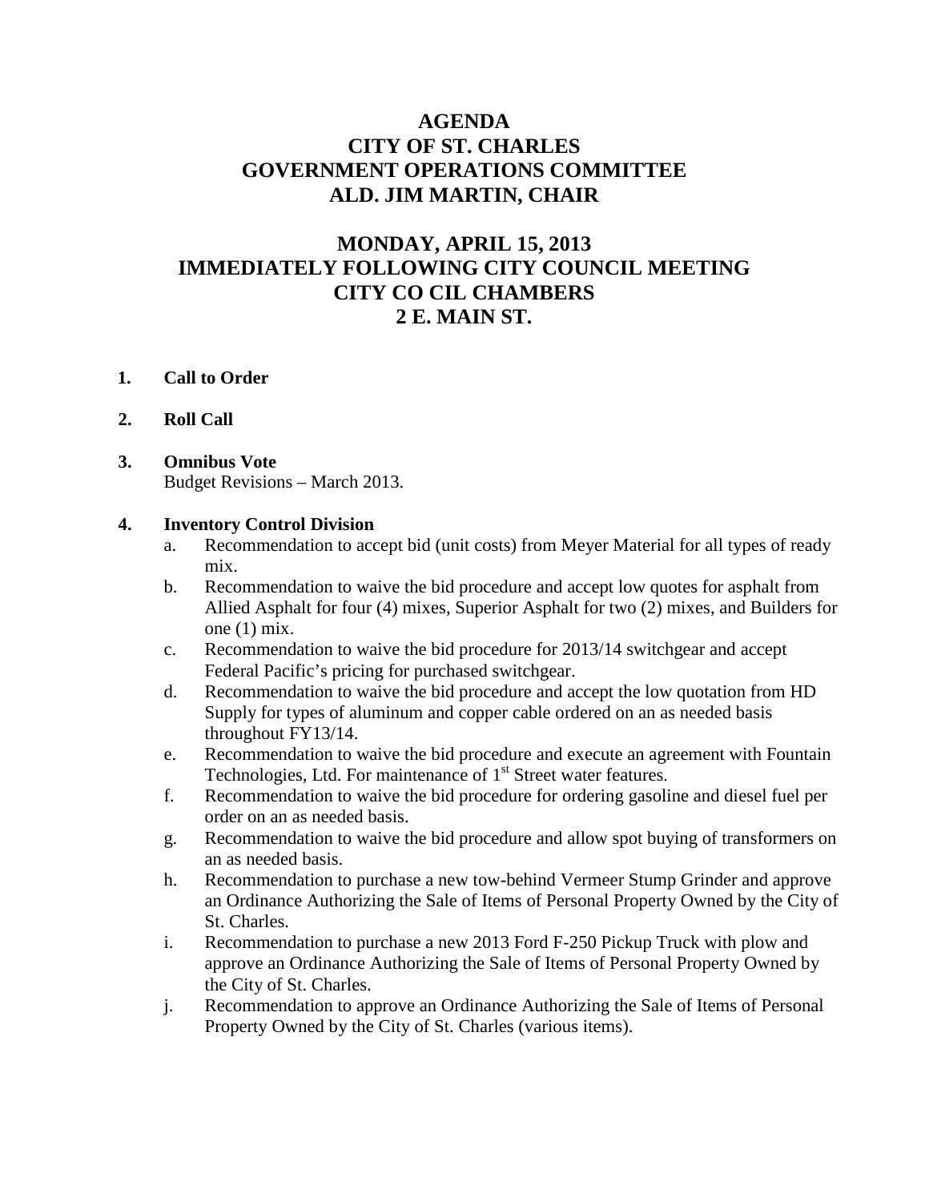# AGENDA
# CITY OF ST. CHARLES
# GOVERNMENT OPERATIONS COMMITTEE
# ALD. JIM MARTIN, CHAIR

## MONDAY, APRIL 15, 2013
## IMMEDIATELY FOLLOWING CITY COUNCIL MEETING
## CITY CO CIL CHAMBERS
## 2 E. MAIN ST.

1. **Call to Order**

2. **Roll Call**

3. **Omnibus Vote**
   Budget Revisions – March 2013.

4. **Inventory Control Division**
   a. Recommendation to accept bid (unit costs) from Meyer Material for all types of ready mix.
   b. Recommendation to waive the bid procedure and accept low quotes for asphalt from Allied Asphalt for four (4) mixes, Superior Asphalt for two (2) mixes, and Builders for one (1) mix.
   c. Recommendation to waive the bid procedure for 2013/14 switchgear and accept Federal Pacific's pricing for purchased switchgear.
   d. Recommendation to waive the bid procedure and accept the low quotation from HD Supply for types of aluminum and copper cable ordered on an as needed basis throughout FY13/14.
   e. Recommendation to waive the bid procedure and execute an agreement with Fountain Technologies, Ltd. For maintenance of 1st Street water features.
   f. Recommendation to waive the bid procedure for ordering gasoline and diesel fuel per order on an as needed basis.
   g. Recommendation to waive the bid procedure and allow spot buying of transformers on an as needed basis.
   h. Recommendation to purchase a new tow-behind Vermeer Stump Grinder and approve an Ordinance Authorizing the Sale of Items of Personal Property Owned by the City of St. Charles.
   i. Recommendation to purchase a new 2013 Ford F-250 Pickup Truck with plow and approve an Ordinance Authorizing the Sale of Items of Personal Property Owned by the City of St. Charles.
   j. Recommendation to approve an Ordinance Authorizing the Sale of Items of Personal Property Owned by the City of St. Charles (various items).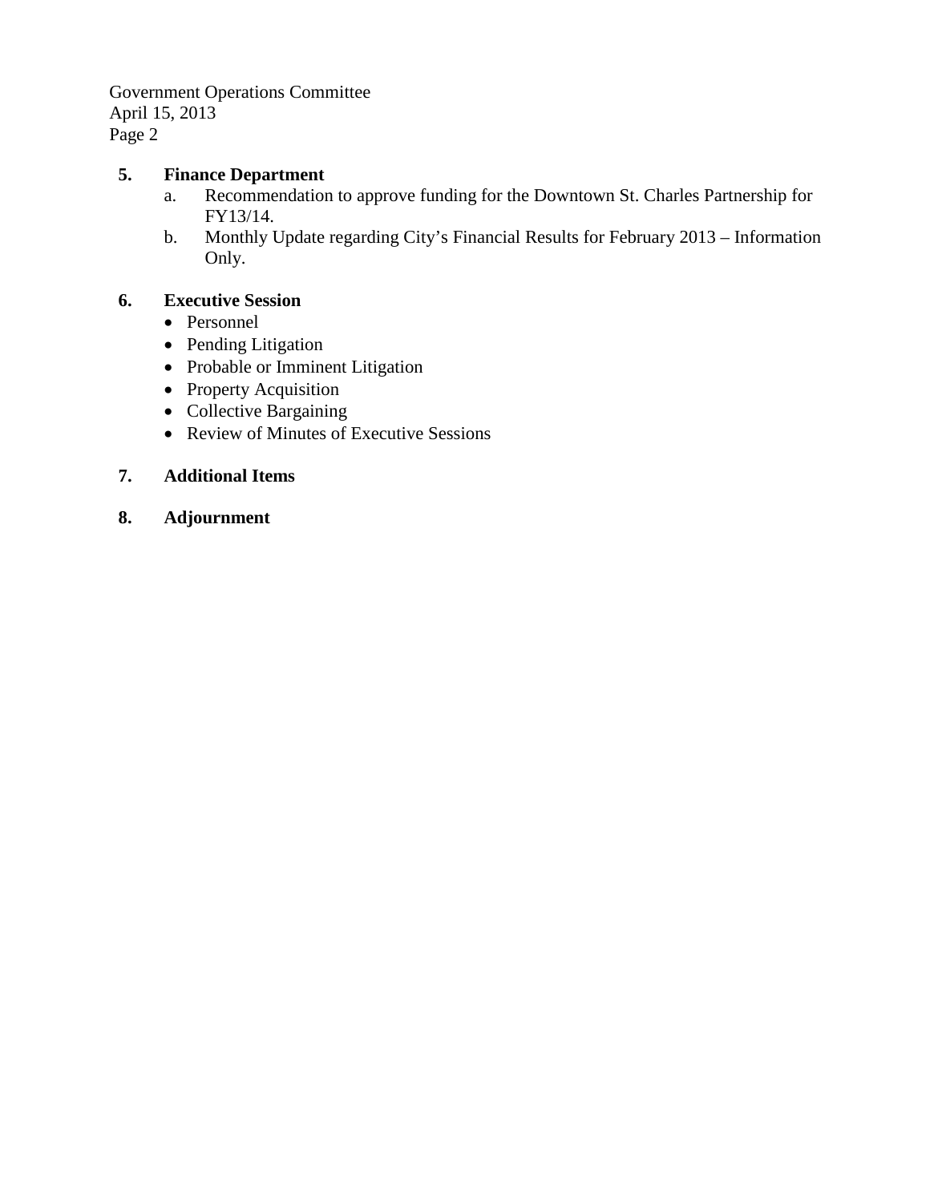**5. Finance Department**

a. Recommendation to approve funding for the Downtown St. Charles Partnership for FY13/14.

b. Monthly Update regarding City's Financial Results for February 2013 – Information Only.

**6. Executive Session**

- Personnel
- Pending Litigation
- Probable or Imminent Litigation
- Property Acquisition
- Collective Bargaining
- Review of Minutes of Executive Sessions

**7. Additional Items**

**8. Adjournment**